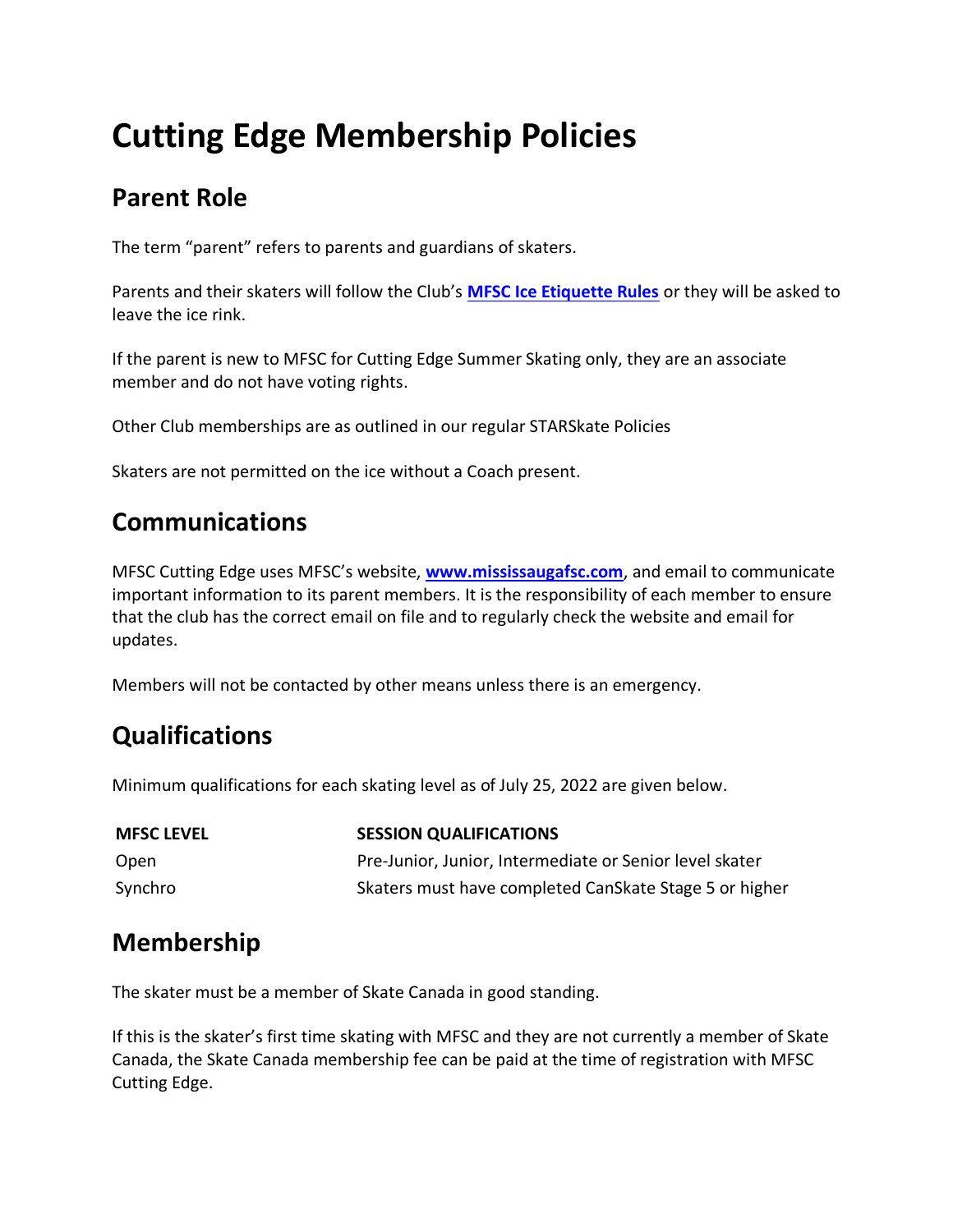# Cutting Edge Membership Policies

## Parent Role

The term "parent" refers to parents and guardians of skaters.

Parents and their skaters will follow the Club's **MFSC Ice Etiquette Rules** or they will be asked to leave the ice rink.

If the parent is new to MFSC for Cutting Edge Summer Skating only, they are an associate member and do not have voting rights.

Other Club memberships are as outlined in our regular STARSkate Policies

Skaters are not permitted on the ice without a Coach present.

## Communications

MFSC Cutting Edge uses MFSC's website, **www.mississaugafsc.com**, and email to communicate important information to its parent members. It is the responsibility of each member to ensure that the club has the correct email on file and to regularly check the website and email for updates.

Members will not be contacted by other means unless there is an emergency.

## Qualifications

Minimum qualifications for each skating level as of July 25, 2022 are given below.

| MFSC LEVEL | SESSION QUALIFICATIONS |
| --- | --- |
| Open | Pre-Junior, Junior, Intermediate or Senior level skater |
| Synchro | Skaters must have completed CanSkate Stage 5 or higher |

## Membership

The skater must be a member of Skate Canada in good standing.

If this is the skater's first time skating with MFSC and they are not currently a member of Skate Canada, the Skate Canada membership fee can be paid at the time of registration with MFSC Cutting Edge.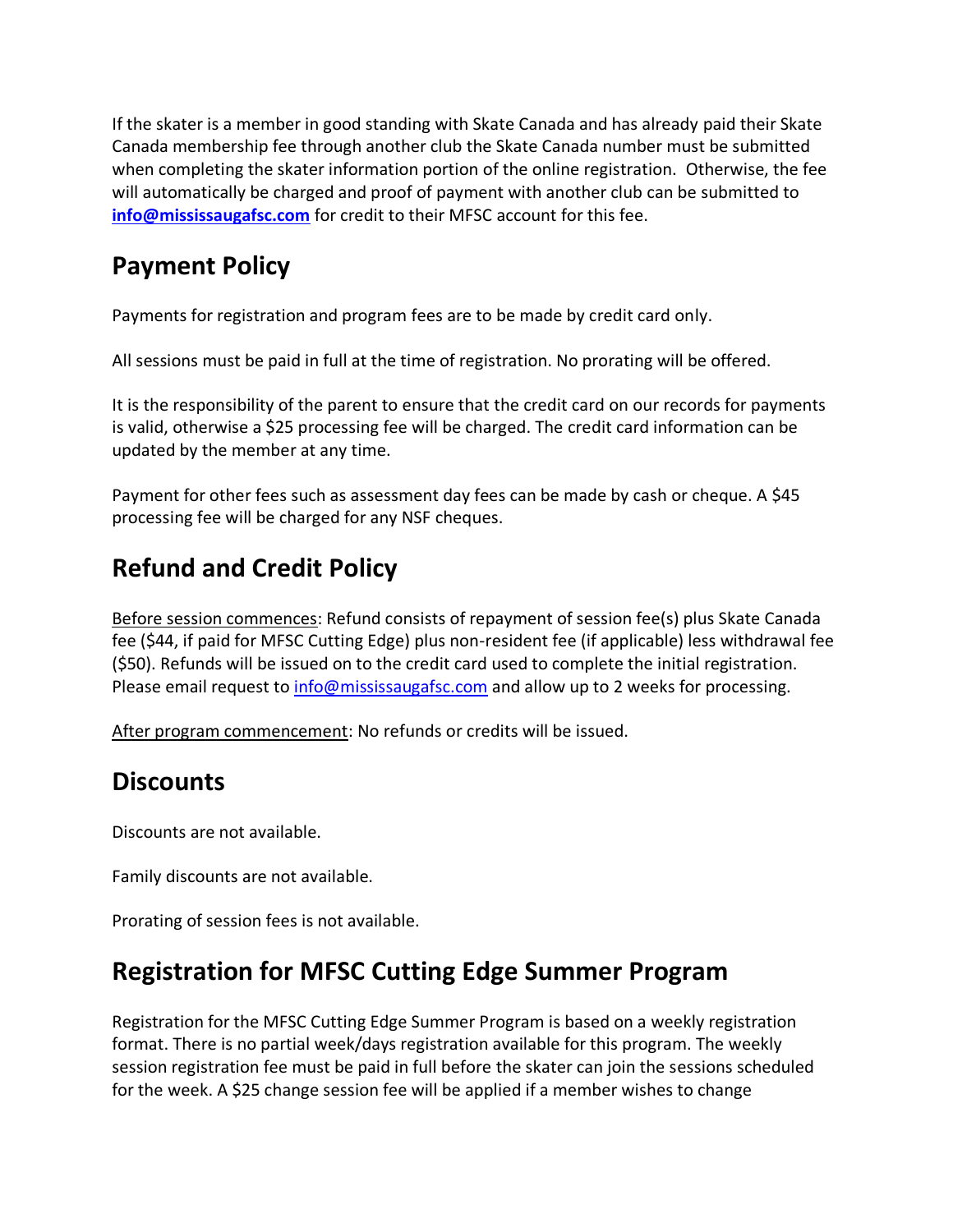If the skater is a member in good standing with Skate Canada and has already paid their Skate Canada membership fee through another club the Skate Canada number must be submitted when completing the skater information portion of the online registration. Otherwise, the fee will automatically be charged and proof of payment with another club can be submitted to **info@mississaugafsc.com** for credit to their MFSC account for this fee.

## Payment Policy

Payments for registration and program fees are to be made by credit card only.

All sessions must be paid in full at the time of registration. No prorating will be offered.

It is the responsibility of the parent to ensure that the credit card on our records for payments is valid, otherwise a $25 processing fee will be charged. The credit card information can be updated by the member at any time.

Payment for other fees such as assessment day fees can be made by cash or cheque. A $45 processing fee will be charged for any NSF cheques.

## Refund and Credit Policy

Before session commences: Refund consists of repayment of session fee(s) plus Skate Canada fee ($44, if paid for MFSC Cutting Edge) plus non-resident fee (if applicable) less withdrawal fee ($50). Refunds will be issued on to the credit card used to complete the initial registration. Please email request to info@mississaugafsc.com and allow up to 2 weeks for processing.

After program commencement: No refunds or credits will be issued.

## Discounts

Discounts are not available.

Family discounts are not available.

Prorating of session fees is not available.

## Registration for MFSC Cutting Edge Summer Program

Registration for the MFSC Cutting Edge Summer Program is based on a weekly registration format. There is no partial week/days registration available for this program. The weekly session registration fee must be paid in full before the skater can join the sessions scheduled for the week. A $25 change session fee will be applied if a member wishes to change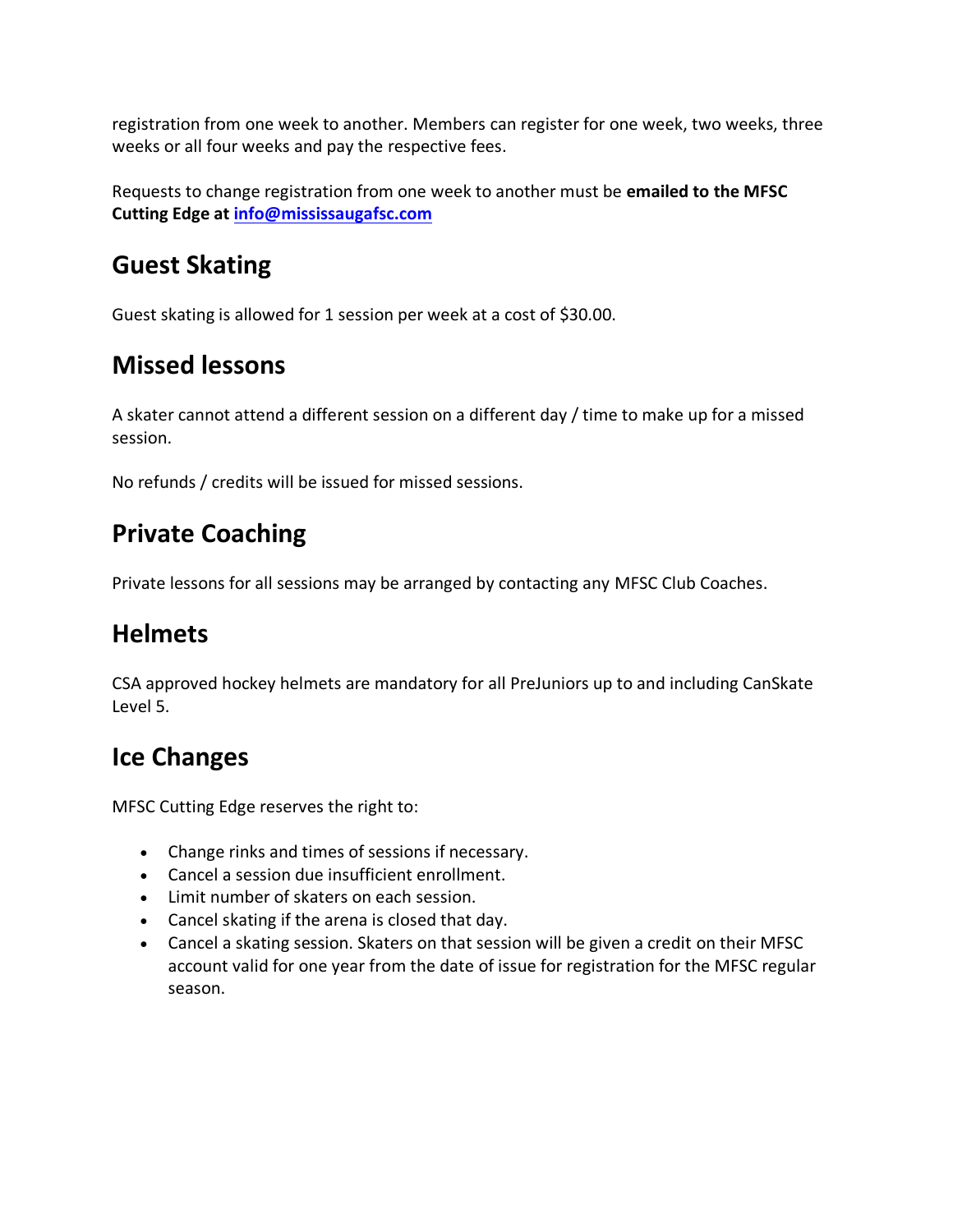registration from one week to another. Members can register for one week, two weeks, three weeks or all four weeks and pay the respective fees.

Requests to change registration from one week to another must be **emailed to the MFSC Cutting Edge at [info@mississaugafsc.com](mailto:info@mississaugafsc.com)**

## Guest Skating

Guest skating is allowed for 1 session per week at a cost of $30.00.

## Missed lessons

A skater cannot attend a different session on a different day / time to make up for a missed session.

No refunds / credits will be issued for missed sessions.

## Private Coaching

Private lessons for all sessions may be arranged by contacting any MFSC Club Coaches.

## Helmets

CSA approved hockey helmets are mandatory for all PreJuniors up to and including CanSkate Level 5.

## Ice Changes

MFSC Cutting Edge reserves the right to:

- Change rinks and times of sessions if necessary.
- Cancel a session due insufficient enrollment.
- Limit number of skaters on each session.
- Cancel skating if the arena is closed that day.
- Cancel a skating session. Skaters on that session will be given a credit on their MFSC account valid for one year from the date of issue for registration for the MFSC regular season.